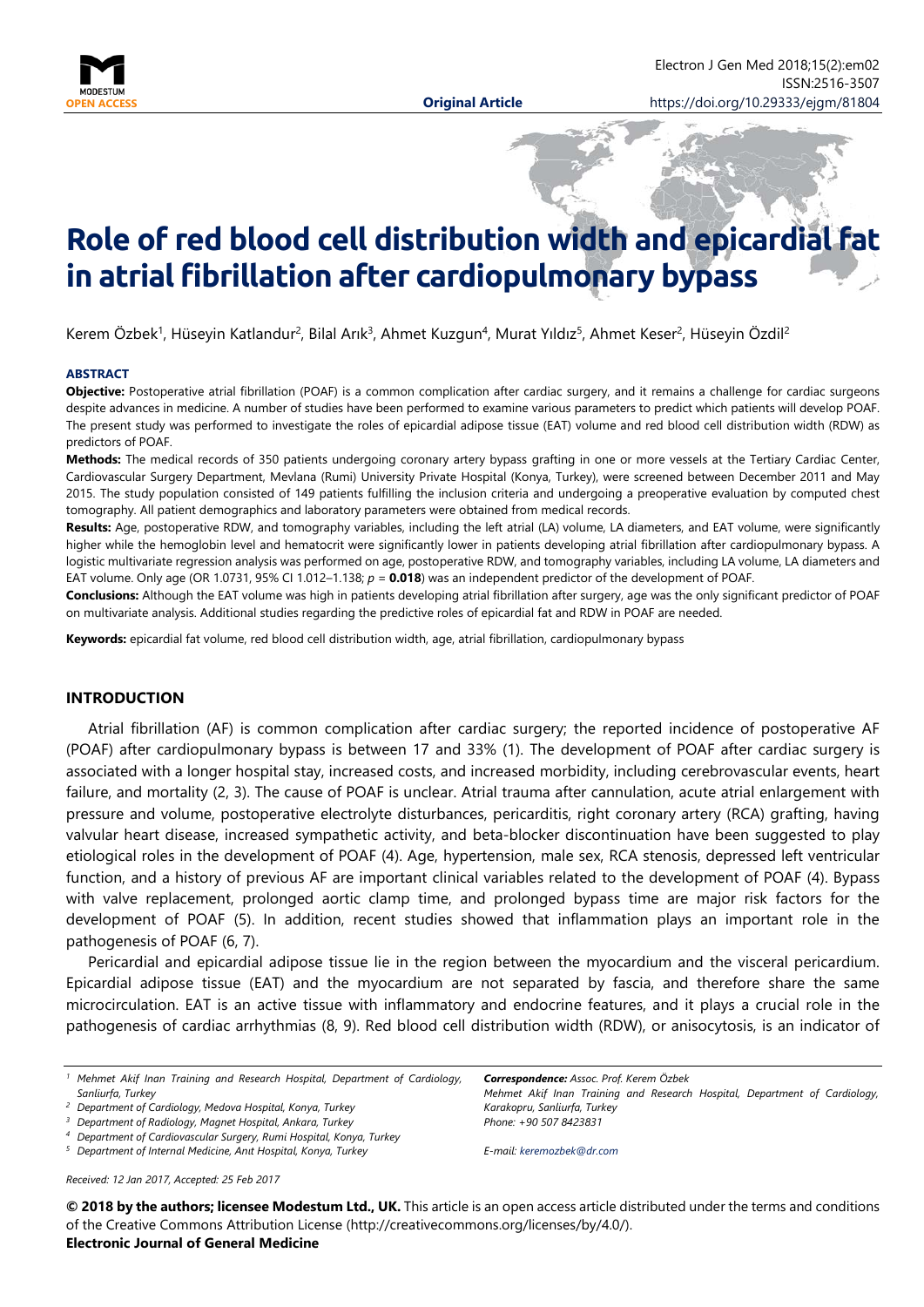**Original Article**

# Role of red blood cell distribution width and epicardial fat in atrial fibrillation after cardiopulmonary bypass

Kerem Özbek[1], Hüseyin Katlandur[2], Bilal Arık[3], Ahmet Kuzgun[4], Murat Yıldız[5], Ahmet Keser[2], Hüseyin Özdil[2]

### ABSTRACT

**Objective:** Postoperative atrial fibrillation (POAF) is a common complication after cardiac surgery, and it remains a challenge for cardiac surgeons despite advances in medicine. A number of studies have been performed to examine various parameters to predict which patients will develop POAF. The present study was performed to investigate the roles of epicardial adipose tissue (EAT) volume and red blood cell distribution width (RDW) as predictors of POAF.

**Methods:** The medical records of 350 patients undergoing coronary artery bypass grafting in one or more vessels at the Tertiary Cardiac Center, Cardiovascular Surgery Department, Mevlana (Rumi) University Private Hospital (Konya, Turkey), were screened between December 2011 and May 2015. The study population consisted of 149 patients fulfilling the inclusion criteria and undergoing a preoperative evaluation by computed chest tomography. All patient demographics and laboratory parameters were obtained from medical records.

**Results:** Age, postoperative RDW, and tomography variables, including the left atrial (LA) volume, LA diameters, and EAT volume, were significantly higher while the hemoglobin level and hematocrit were significantly lower in patients developing atrial fibrillation after cardiopulmonary bypass. A logistic multivariate regression analysis was performed on age, postoperative RDW, and tomography variables, including LA volume, LA diameters and EAT volume. Only age (OR 1.0731, 95% CI 1.012–1.138; $p$ = **0.018**) was an independent predictor of the development of POAF.

**Conclusions:** Although the EAT volume was high in patients developing atrial fibrillation after surgery, age was the only significant predictor of POAF on multivariate analysis. Additional studies regarding the predictive roles of epicardial fat and RDW in POAF are needed.

**Keywords:** epicardial fat volume, red blood cell distribution width, age, atrial fibrillation, cardiopulmonary bypass

## INTRODUCTION

Atrial fibrillation (AF) is common complication after cardiac surgery; the reported incidence of postoperative AF (POAF) after cardiopulmonary bypass is between 17 and 33% (1). The development of POAF after cardiac surgery is associated with a longer hospital stay, increased costs, and increased morbidity, including cerebrovascular events, heart failure, and mortality (2, 3). The cause of POAF is unclear. Atrial trauma after cannulation, acute atrial enlargement with pressure and volume, postoperative electrolyte disturbances, pericarditis, right coronary artery (RCA) grafting, having valvular heart disease, increased sympathetic activity, and beta-blocker discontinuation have been suggested to play etiological roles in the development of POAF (4). Age, hypertension, male sex, RCA stenosis, depressed left ventricular function, and a history of previous AF are important clinical variables related to the development of POAF (4). Bypass with valve replacement, prolonged aortic clamp time, and prolonged bypass time are major risk factors for the development of POAF (5). In addition, recent studies showed that inflammation plays an important role in the pathogenesis of POAF (6, 7).

Pericardial and epicardial adipose tissue lie in the region between the myocardium and the visceral pericardium. Epicardial adipose tissue (EAT) and the myocardium are not separated by fascia, and therefore share the same microcirculation. EAT is an active tissue with inflammatory and endocrine features, and it plays a crucial role in the pathogenesis of cardiac arrhythmias (8, 9). Red blood cell distribution width (RDW), or anisocytosis, is an indicator of

[1] Mehmet Akif Inan Training and Research Hospital, Department of Cardiology, Sanliurfa, Turkey
[2] Department of Cardiology, Medova Hospital, Konya, Turkey
[3] Department of Radiology, Magnet Hospital, Ankara, Turkey
[4] Department of Cardiovascular Surgery, Rumi Hospital, Konya, Turkey
[5] Department of Internal Medicine, Anıt Hospital, Konya, Turkey

***Correspondence:*** *Assoc. Prof. Kerem Özbek*
*Mehmet Akif Inan Training and Research Hospital, Department of Cardiology, Karakopru, Sanliurfa, Turkey*
*Phone: +90 507 8423831*
*E-mail: keremozbek@dr.com*

*Received: 12 Jan 2017, Accepted: 25 Feb 2017*

**© 2018 by the authors; licensee Modestum Ltd., UK.** This article is an open access article distributed under the terms and conditions of the Creative Commons Attribution License (http://creativecommons.org/licenses/by/4.0/).
**Electronic Journal of General Medicine**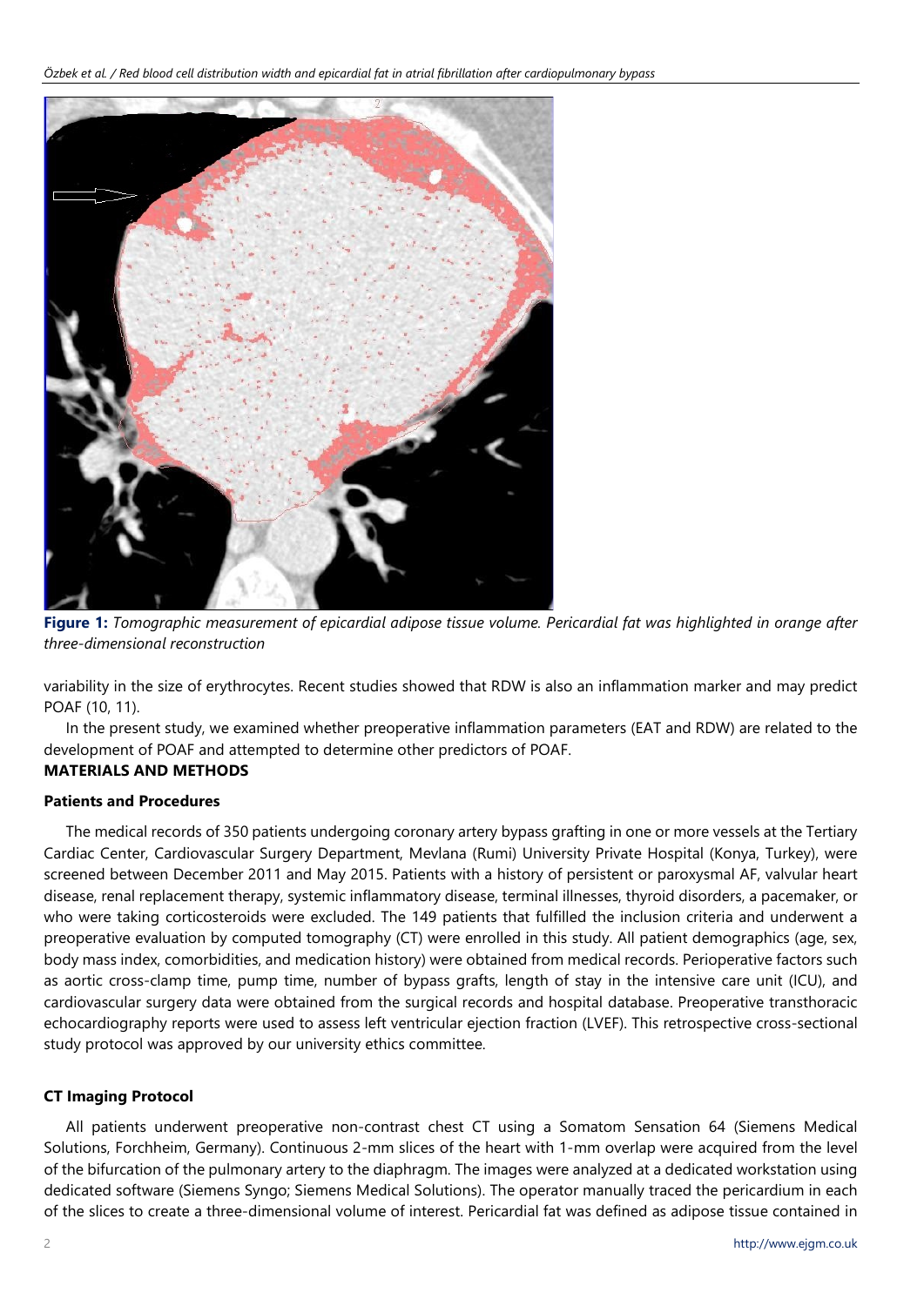**Figure 1:** *Tomographic measurement of epicardial adipose tissue volume. Pericardial fat was highlighted in orange after three-dimensional reconstruction*

variability in the size of erythrocytes. Recent studies showed that RDW is also an inflammation marker and may predict POAF (10, 11).

In the present study, we examined whether preoperative inflammation parameters (EAT and RDW) are related to the development of POAF and attempted to determine other predictors of POAF.

## MATERIALS AND METHODS

### Patients and Procedures

The medical records of 350 patients undergoing coronary artery bypass grafting in one or more vessels at the Tertiary Cardiac Center, Cardiovascular Surgery Department, Mevlana (Rumi) University Private Hospital (Konya, Turkey), were screened between December 2011 and May 2015. Patients with a history of persistent or paroxysmal AF, valvular heart disease, renal replacement therapy, systemic inflammatory disease, terminal illnesses, thyroid disorders, a pacemaker, or who were taking corticosteroids were excluded. The 149 patients that fulfilled the inclusion criteria and underwent a preoperative evaluation by computed tomography (CT) were enrolled in this study. All patient demographics (age, sex, body mass index, comorbidities, and medication history) were obtained from medical records. Perioperative factors such as aortic cross-clamp time, pump time, number of bypass grafts, length of stay in the intensive care unit (ICU), and cardiovascular surgery data were obtained from the surgical records and hospital database. Preoperative transthoracic echocardiography reports were used to assess left ventricular ejection fraction (LVEF). This retrospective cross-sectional study protocol was approved by our university ethics committee.

### CT Imaging Protocol

All patients underwent preoperative non-contrast chest CT using a Somatom Sensation 64 (Siemens Medical Solutions, Forchheim, Germany). Continuous 2-mm slices of the heart with 1-mm overlap were acquired from the level of the bifurcation of the pulmonary artery to the diaphragm. The images were analyzed at a dedicated workstation using dedicated software (Siemens Syngo; Siemens Medical Solutions). The operator manually traced the pericardium in each of the slices to create a three-dimensional volume of interest. Pericardial fat was defined as adipose tissue contained in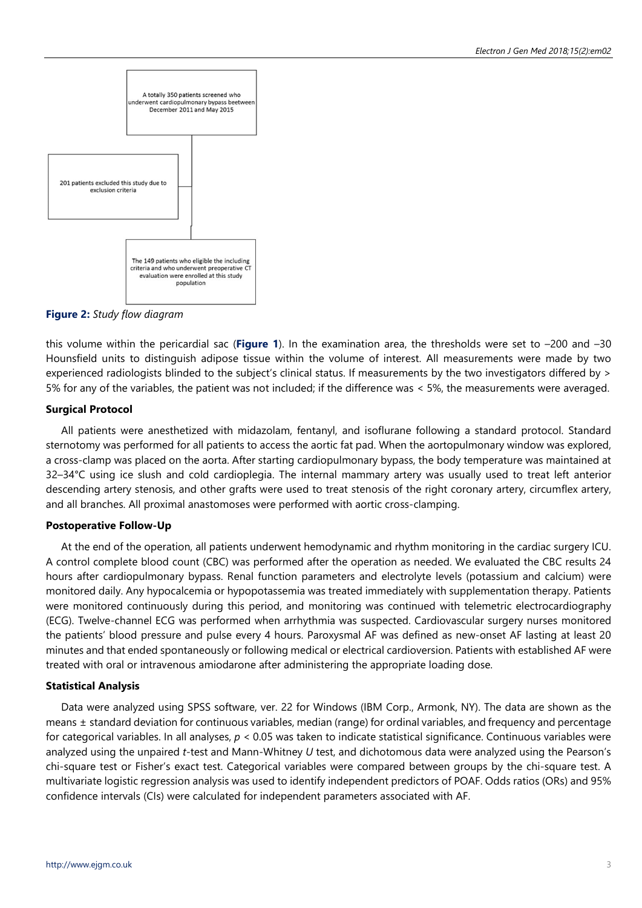A totally 350 patients screened who underwent cardiopulmonary bypass beetween December 2011 and May 2015

201 patients excluded this study due to exclusion criteria

The 149 patients who eligible the including criteria and who underwent preoperative CT evaluation were enrolled at this study population

**Figure 2:** *Study flow diagram*

this volume within the pericardial sac (**Figure 1**). In the examination area, the thresholds were set to –200 and –30 Hounsfield units to distinguish adipose tissue within the volume of interest. All measurements were made by two experienced radiologists blinded to the subject's clinical status. If measurements by the two investigators differed by > 5% for any of the variables, the patient was not included; if the difference was < 5%, the measurements were averaged.

### Surgical Protocol

All patients were anesthetized with midazolam, fentanyl, and isoflurane following a standard protocol. Standard sternotomy was performed for all patients to access the aortic fat pad. When the aortopulmonary window was explored, a cross-clamp was placed on the aorta. After starting cardiopulmonary bypass, the body temperature was maintained at 32–34°C using ice slush and cold cardioplegia. The internal mammary artery was usually used to treat left anterior descending artery stenosis, and other grafts were used to treat stenosis of the right coronary artery, circumflex artery, and all branches. All proximal anastomoses were performed with aortic cross-clamping.

### Postoperative Follow-Up

At the end of the operation, all patients underwent hemodynamic and rhythm monitoring in the cardiac surgery ICU. A control complete blood count (CBC) was performed after the operation as needed. We evaluated the CBC results 24 hours after cardiopulmonary bypass. Renal function parameters and electrolyte levels (potassium and calcium) were monitored daily. Any hypocalcemia or hypopotassemia was treated immediately with supplementation therapy. Patients were monitored continuously during this period, and monitoring was continued with telemetric electrocardiography (ECG). Twelve-channel ECG was performed when arrhythmia was suspected. Cardiovascular surgery nurses monitored the patients' blood pressure and pulse every 4 hours. Paroxysmal AF was defined as new-onset AF lasting at least 20 minutes and that ended spontaneously or following medical or electrical cardioversion. Patients with established AF were treated with oral or intravenous amiodarone after administering the appropriate loading dose.

### Statistical Analysis

Data were analyzed using SPSS software, ver. 22 for Windows (IBM Corp., Armonk, NY). The data are shown as the means ± standard deviation for continuous variables, median (range) for ordinal variables, and frequency and percentage for categorical variables. In all analyses, $p < 0.05$ was taken to indicate statistical significance. Continuous variables were analyzed using the unpaired *t*-test and Mann-Whitney *U* test, and dichotomous data were analyzed using the Pearson's chi-square test or Fisher's exact test. Categorical variables were compared between groups by the chi-square test. A multivariate logistic regression analysis was used to identify independent predictors of POAF. Odds ratios (ORs) and 95% confidence intervals (CIs) were calculated for independent parameters associated with AF.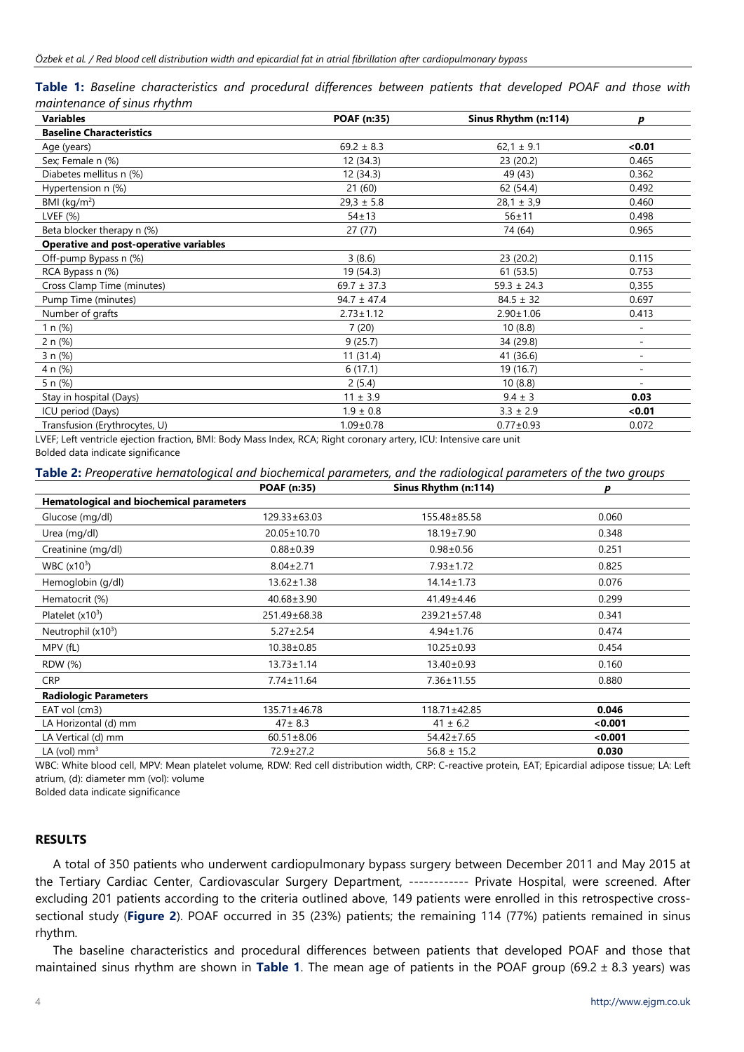**Table 1:** *Baseline characteristics and procedural differences between patients that developed POAF and those with maintenance of sinus rhythm*

| Variables | POAF (n:35) | Sinus Rhythm (n:114) | p |
|---|---|---|---|
| **Baseline Characteristics** | | | |
| Age (years) | 69.2 ± 8.3 | 62,1 ± 9.1 | **<0.01** |
| Sex; Female n (%) | 12 (34.3) | 23 (20.2) | 0.465 |
| Diabetes mellitus n (%) | 12 (34.3) | 49 (43) | 0.362 |
| Hypertension n (%) | 21 (60) | 62 (54.4) | 0.492 |
| BMI (kg/m$^2$) | 29,3 ± 5.8 | 28,1 ± 3,9 | 0.460 |
| LVEF (%) | 54±13 | 56±11 | 0.498 |
| Beta blocker therapy n (%) | 27 (77) | 74 (64) | 0.965 |
| **Operative and post-operative variables** | | | |
| Off-pump Bypass n (%) | 3 (8.6) | 23 (20.2) | 0.115 |
| RCA Bypass n (%) | 19 (54.3) | 61 (53.5) | 0.753 |
| Cross Clamp Time (minutes) | 69.7 ± 37.3 | 59.3 ± 24.3 | 0,355 |
| Pump Time (minutes) | 94.7 ± 47.4 | 84.5 ± 32 | 0.697 |
| Number of grafts | 2.73±1.12 | 2.90±1.06 | 0.413 |
| 1 n (%) | 7 (20) | 10 (8.8) | - |
| 2 n (%) | 9 (25.7) | 34 (29.8) | - |
| 3 n (%) | 11 (31.4) | 41 (36.6) | - |
| 4 n (%) | 6 (17.1) | 19 (16.7) | - |
| 5 n (%) | 2 (5.4) | 10 (8.8) | - |
| Stay in hospital (Days) | 11 ± 3.9 | 9.4 ± 3 | **0.03** |
| ICU period (Days) | 1.9 ± 0.8 | 3.3 ± 2.9 | **<0.01** |
| Transfusion (Erythrocytes, U) | 1.09±0.78 | 0.77±0.93 | 0.072 |

LVEF; Left ventricle ejection fraction, BMI: Body Mass Index, RCA; Right coronary artery, ICU: Intensive care unit
Bolded data indicate significance

**Table 2:** *Preoperative hematological and biochemical parameters, and the radiological parameters of the two groups*

| | POAF (n:35) | Sinus Rhythm (n:114) | p |
|---|---|---|---|
| **Hematological and biochemical parameters** | | | |
| Glucose (mg/dl) | 129.33±63.03 | 155.48±85.58 | 0.060 |
| Urea (mg/dl) | 20.05±10.70 | 18.19±7.90 | 0.348 |
| Creatinine (mg/dl) | 0.88±0.39 | 0.98±0.56 | 0.251 |
| WBC (x10$^3$) | 8.04±2.71 | 7.93±1.72 | 0.825 |
| Hemoglobin (g/dl) | 13.62±1.38 | 14.14±1.73 | 0.076 |
| Hematocrit (%) | 40.68±3.90 | 41.49±4.46 | 0.299 |
| Platelet (x10$^3$) | 251.49±68.38 | 239.21±57.48 | 0.341 |
| Neutrophil (x10$^3$) | 5.27±2.54 | 4.94±1.76 | 0.474 |
| MPV (fL) | 10.38±0.85 | 10.25±0.93 | 0.454 |
| RDW (%) | 13.73±1.14 | 13.40±0.93 | 0.160 |
| CRP | 7.74±11.64 | 7.36±11.55 | 0.880 |
| **Radiologic Parameters** | | | |
| EAT vol (cm3) | 135.71±46.78 | 118.71±42.85 | **0.046** |
| LA Horizontal (d) mm | 47± 8.3 | 41 ± 6.2 | **<0.001** |
| LA Vertical (d) mm | 60.51±8.06 | 54.42±7.65 | **<0.001** |
| LA (vol) mm$^3$ | 72.9±27.2 | 56.8 ± 15.2 | **0.030** |

WBC: White blood cell, MPV: Mean platelet volume, RDW: Red cell distribution width, CRP: C-reactive protein, EAT; Epicardial adipose tissue; LA: Left atrium, (d): diameter mm (vol): volume
Bolded data indicate significance

## RESULTS

A total of 350 patients who underwent cardiopulmonary bypass surgery between December 2011 and May 2015 at the Tertiary Cardiac Center, Cardiovascular Surgery Department, ------------ Private Hospital, were screened. After excluding 201 patients according to the criteria outlined above, 149 patients were enrolled in this retrospective cross-sectional study (**Figure 2**). POAF occurred in 35 (23%) patients; the remaining 114 (77%) patients remained in sinus rhythm.

The baseline characteristics and procedural differences between patients that developed POAF and those that maintained sinus rhythm are shown in **Table 1**. The mean age of patients in the POAF group (69.2 ± 8.3 years) was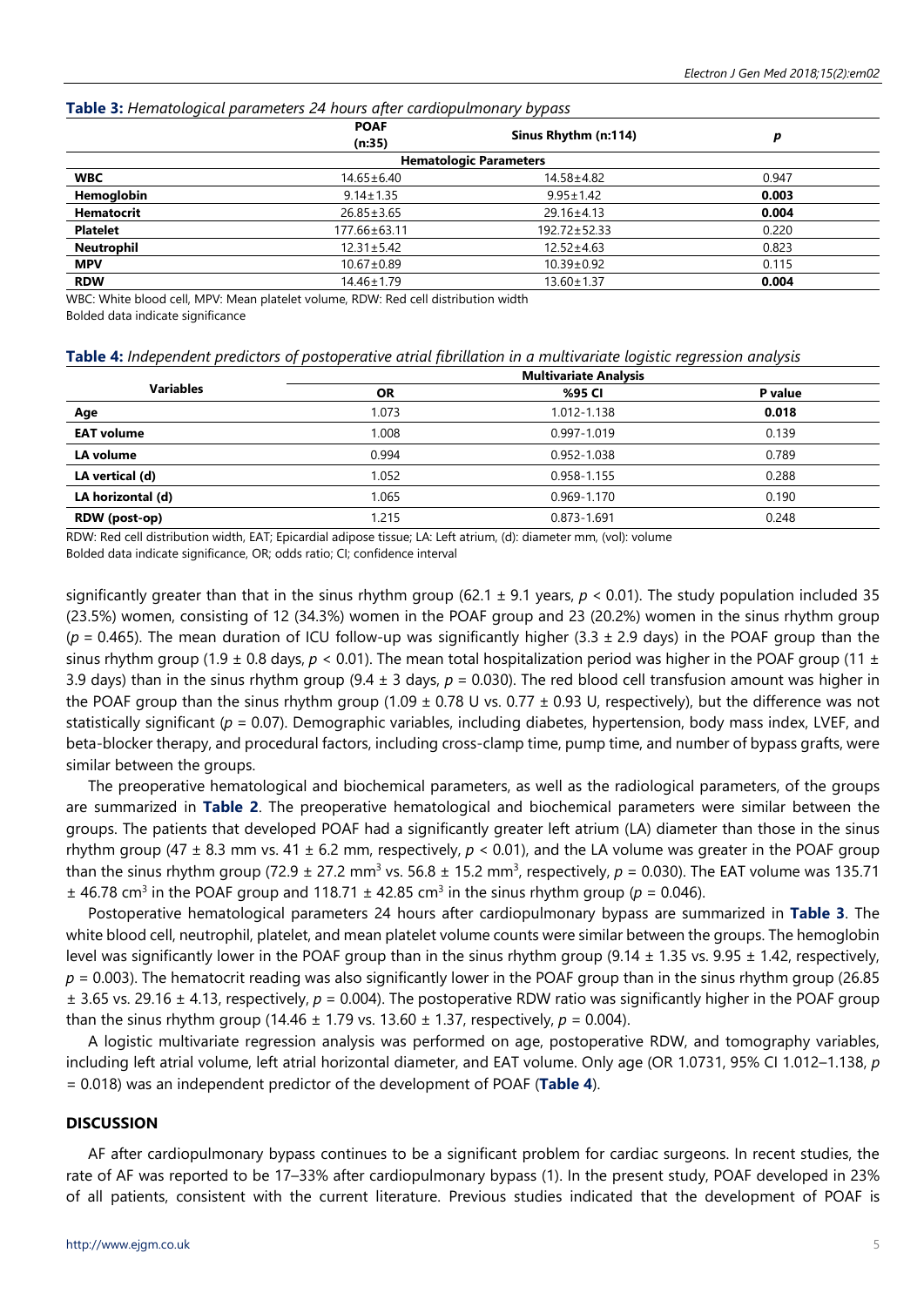**Table 3:** *Hematological parameters 24 hours after cardiopulmonary bypass*

| | POAF (n:35) | Sinus Rhythm (n:114) | *p* |
|---|---|---|---|
| **Hematologic Parameters** | | | |
| **WBC** | 14.65±6.40 | 14.58±4.82 | 0.947 |
| **Hemoglobin** | 9.14±1.35 | 9.95±1.42 | **0.003** |
| **Hematocrit** | 26.85±3.65 | 29.16±4.13 | **0.004** |
| **Platelet** | 177.66±63.11 | 192.72±52.33 | 0.220 |
| **Neutrophil** | 12.31±5.42 | 12.52±4.63 | 0.823 |
| **MPV** | 10.67±0.89 | 10.39±0.92 | 0.115 |
| **RDW** | 14.46±1.79 | 13.60±1.37 | **0.004** |

WBC: White blood cell, MPV: Mean platelet volume, RDW: Red cell distribution width
Bolded data indicate significance

**Table 4:** *Independent predictors of postoperative atrial fibrillation in a multivariate logistic regression analysis*

| Variables | Multivariate Analysis | | |
|---|---|---|---|
| | OR | %95 CI | P value |
| **Age** | 1.073 | 1.012-1.138 | **0.018** |
| **EAT volume** | 1.008 | 0.997-1.019 | 0.139 |
| **LA volume** | 0.994 | 0.952-1.038 | 0.789 |
| **LA vertical (d)** | 1.052 | 0.958-1.155 | 0.288 |
| **LA horizontal (d)** | 1.065 | 0.969-1.170 | 0.190 |
| **RDW (post-op)** | 1.215 | 0.873-1.691 | 0.248 |

RDW: Red cell distribution width, EAT; Epicardial adipose tissue; LA: Left atrium, (d): diameter mm, (vol): volume
Bolded data indicate significance, OR; odds ratio; CI; confidence interval

significantly greater than that in the sinus rhythm group (62.1 ± 9.1 years, $p < 0.01$). The study population included 35 (23.5%) women, consisting of 12 (34.3%) women in the POAF group and 23 (20.2%) women in the sinus rhythm group ($p = 0.465$). The mean duration of ICU follow-up was significantly higher (3.3 ± 2.9 days) in the POAF group than the sinus rhythm group (1.9 ± 0.8 days, $p < 0.01$). The mean total hospitalization period was higher in the POAF group (11 ± 3.9 days) than in the sinus rhythm group (9.4 ± 3 days, $p = 0.030$). The red blood cell transfusion amount was higher in the POAF group than the sinus rhythm group (1.09 ± 0.78 U vs. 0.77 ± 0.93 U, respectively), but the difference was not statistically significant ($p = 0.07$). Demographic variables, including diabetes, hypertension, body mass index, LVEF, and beta-blocker therapy, and procedural factors, including cross-clamp time, pump time, and number of bypass grafts, were similar between the groups.

The preoperative hematological and biochemical parameters, as well as the radiological parameters, of the groups are summarized in **Table 2**. The preoperative hematological and biochemical parameters were similar between the groups. The patients that developed POAF had a significantly greater left atrium (LA) diameter than those in the sinus rhythm group (47 ± 8.3 mm vs. 41 ± 6.2 mm, respectively, $p < 0.01$), and the LA volume was greater in the POAF group than the sinus rhythm group (72.9 ± 27.2 $mm^3$ vs. 56.8 ± 15.2 $mm^3$, respectively, $p = 0.030$). The EAT volume was 135.71 ± 46.78 $cm^3$ in the POAF group and 118.71 ± 42.85 $cm^3$ in the sinus rhythm group ($p = 0.046$).

Postoperative hematological parameters 24 hours after cardiopulmonary bypass are summarized in **Table 3**. The white blood cell, neutrophil, platelet, and mean platelet volume counts were similar between the groups. The hemoglobin level was significantly lower in the POAF group than in the sinus rhythm group (9.14 ± 1.35 vs. 9.95 ± 1.42, respectively, $p = 0.003$). The hematocrit reading was also significantly lower in the POAF group than in the sinus rhythm group (26.85 ± 3.65 vs. 29.16 ± 4.13, respectively, $p = 0.004$). The postoperative RDW ratio was significantly higher in the POAF group than the sinus rhythm group (14.46 ± 1.79 vs. 13.60 ± 1.37, respectively, $p = 0.004$).

A logistic multivariate regression analysis was performed on age, postoperative RDW, and tomography variables, including left atrial volume, left atrial horizontal diameter, and EAT volume. Only age (OR 1.0731, 95% CI 1.012–1.138, $p = 0.018$) was an independent predictor of the development of POAF (**Table 4**).

## DISCUSSION

AF after cardiopulmonary bypass continues to be a significant problem for cardiac surgeons. In recent studies, the rate of AF was reported to be 17–33% after cardiopulmonary bypass (1). In the present study, POAF developed in 23% of all patients, consistent with the current literature. Previous studies indicated that the development of POAF is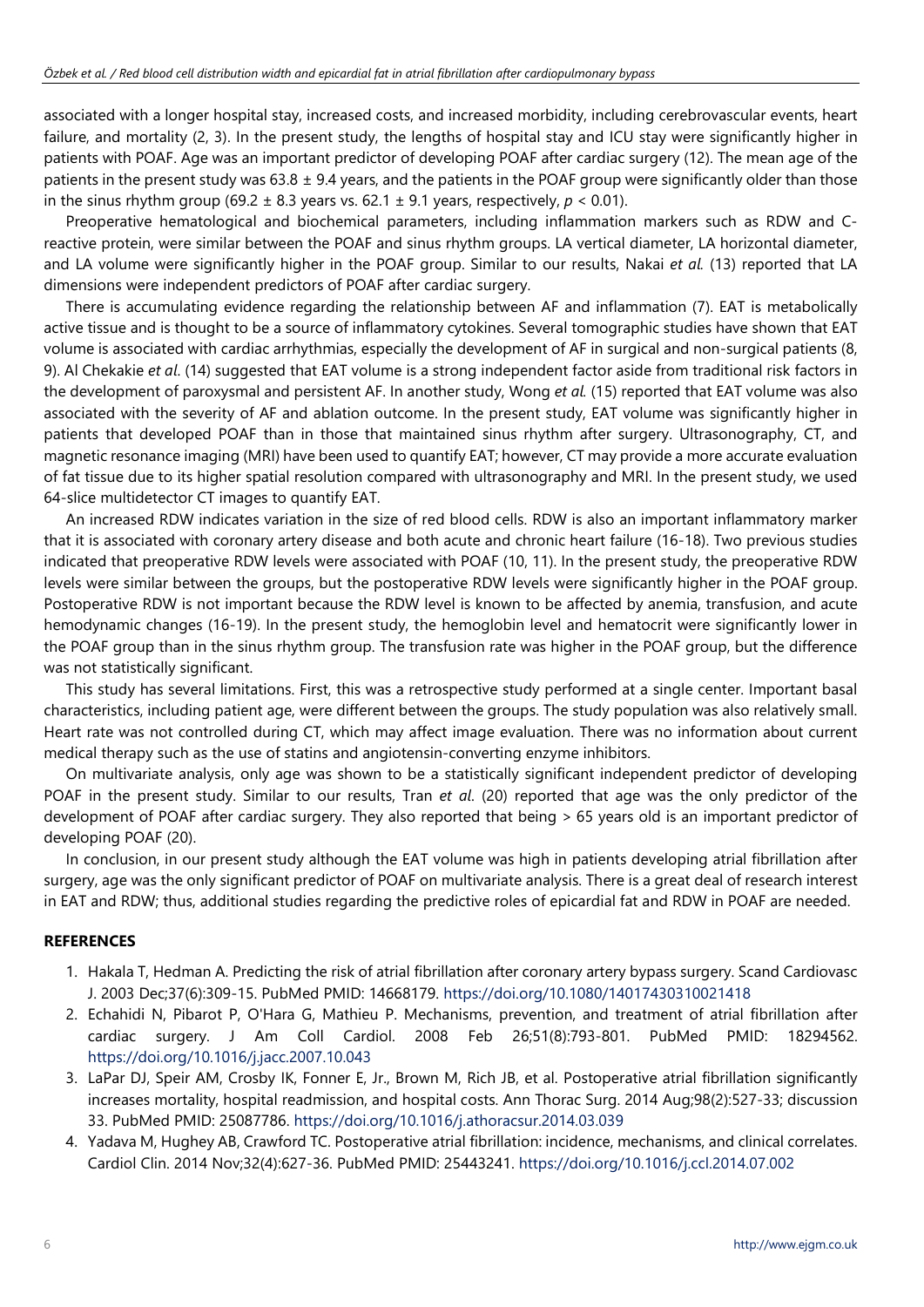associated with a longer hospital stay, increased costs, and increased morbidity, including cerebrovascular events, heart failure, and mortality (2, 3). In the present study, the lengths of hospital stay and ICU stay were significantly higher in patients with POAF. Age was an important predictor of developing POAF after cardiac surgery (12). The mean age of the patients in the present study was 63.8 ± 9.4 years, and the patients in the POAF group were significantly older than those in the sinus rhythm group (69.2 ± 8.3 years vs. 62.1 ± 9.1 years, respectively, $p < 0.01$).

Preoperative hematological and biochemical parameters, including inflammation markers such as RDW and C-reactive protein, were similar between the POAF and sinus rhythm groups. LA vertical diameter, LA horizontal diameter, and LA volume were significantly higher in the POAF group. Similar to our results, Nakai *et al.* (13) reported that LA dimensions were independent predictors of POAF after cardiac surgery.

There is accumulating evidence regarding the relationship between AF and inflammation (7). EAT is metabolically active tissue and is thought to be a source of inflammatory cytokines. Several tomographic studies have shown that EAT volume is associated with cardiac arrhythmias, especially the development of AF in surgical and non-surgical patients (8, 9). Al Chekakie *et al*. (14) suggested that EAT volume is a strong independent factor aside from traditional risk factors in the development of paroxysmal and persistent AF. In another study, Wong *et al.* (15) reported that EAT volume was also associated with the severity of AF and ablation outcome. In the present study, EAT volume was significantly higher in patients that developed POAF than in those that maintained sinus rhythm after surgery. Ultrasonography, CT, and magnetic resonance imaging (MRI) have been used to quantify EAT; however, CT may provide a more accurate evaluation of fat tissue due to its higher spatial resolution compared with ultrasonography and MRI. In the present study, we used 64-slice multidetector CT images to quantify EAT.

An increased RDW indicates variation in the size of red blood cells. RDW is also an important inflammatory marker that it is associated with coronary artery disease and both acute and chronic heart failure (16-18). Two previous studies indicated that preoperative RDW levels were associated with POAF (10, 11). In the present study, the preoperative RDW levels were similar between the groups, but the postoperative RDW levels were significantly higher in the POAF group. Postoperative RDW is not important because the RDW level is known to be affected by anemia, transfusion, and acute hemodynamic changes (16-19). In the present study, the hemoglobin level and hematocrit were significantly lower in the POAF group than in the sinus rhythm group. The transfusion rate was higher in the POAF group, but the difference was not statistically significant.

This study has several limitations. First, this was a retrospective study performed at a single center. Important basal characteristics, including patient age, were different between the groups. The study population was also relatively small. Heart rate was not controlled during CT, which may affect image evaluation. There was no information about current medical therapy such as the use of statins and angiotensin-converting enzyme inhibitors.

On multivariate analysis, only age was shown to be a statistically significant independent predictor of developing POAF in the present study. Similar to our results, Tran *et al*. (20) reported that age was the only predictor of the development of POAF after cardiac surgery. They also reported that being > 65 years old is an important predictor of developing POAF (20).

In conclusion, in our present study although the EAT volume was high in patients developing atrial fibrillation after surgery, age was the only significant predictor of POAF on multivariate analysis. There is a great deal of research interest in EAT and RDW; thus, additional studies regarding the predictive roles of epicardial fat and RDW in POAF are needed.

## REFERENCES

1. Hakala T, Hedman A. Predicting the risk of atrial fibrillation after coronary artery bypass surgery. Scand Cardiovasc J. 2003 Dec;37(6):309-15. PubMed PMID: 14668179. https://doi.org/10.1080/14017430310021418
2. Echahidi N, Pibarot P, O'Hara G, Mathieu P. Mechanisms, prevention, and treatment of atrial fibrillation after cardiac surgery. J Am Coll Cardiol. 2008 Feb 26;51(8):793-801. PubMed PMID: 18294562. https://doi.org/10.1016/j.jacc.2007.10.043
3. LaPar DJ, Speir AM, Crosby IK, Fonner E, Jr., Brown M, Rich JB, et al. Postoperative atrial fibrillation significantly increases mortality, hospital readmission, and hospital costs. Ann Thorac Surg. 2014 Aug;98(2):527-33; discussion 33. PubMed PMID: 25087786. https://doi.org/10.1016/j.athoracsur.2014.03.039
4. Yadava M, Hughey AB, Crawford TC. Postoperative atrial fibrillation: incidence, mechanisms, and clinical correlates. Cardiol Clin. 2014 Nov;32(4):627-36. PubMed PMID: 25443241. https://doi.org/10.1016/j.ccl.2014.07.002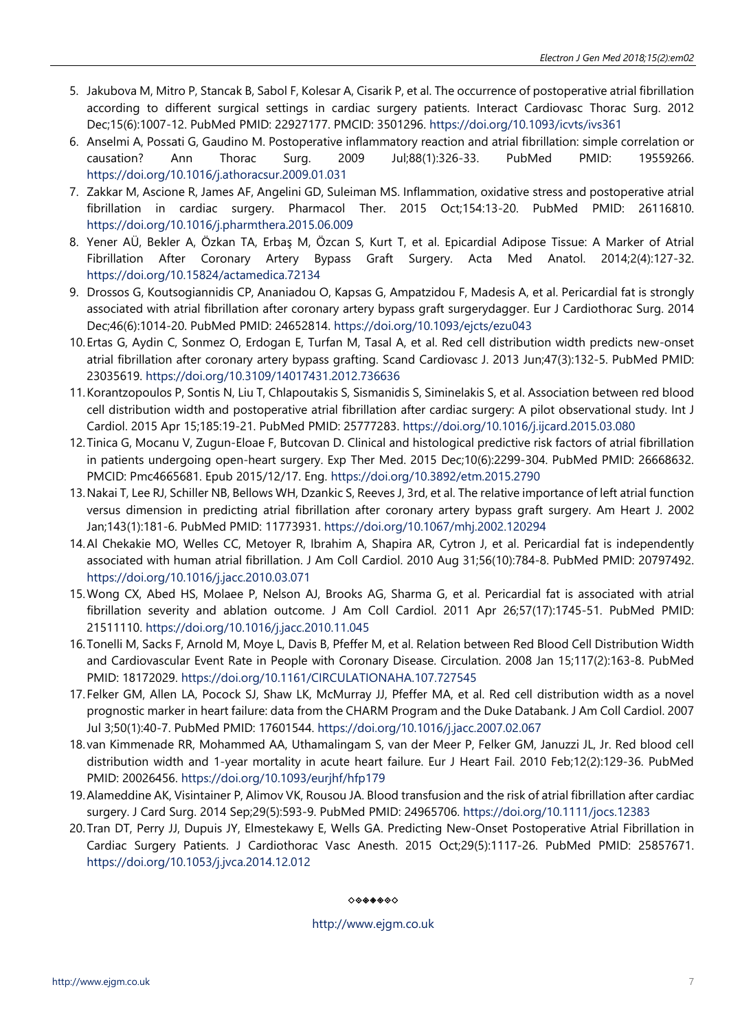5. Jakubova M, Mitro P, Stancak B, Sabol F, Kolesar A, Cisarik P, et al. The occurrence of postoperative atrial fibrillation according to different surgical settings in cardiac surgery patients. Interact Cardiovasc Thorac Surg. 2012 Dec;15(6):1007-12. PubMed PMID: 22927177. PMCID: 3501296. https://doi.org/10.1093/icvts/ivs361
6. Anselmi A, Possati G, Gaudino M. Postoperative inflammatory reaction and atrial fibrillation: simple correlation or causation? Ann Thorac Surg. 2009 Jul;88(1):326-33. PubMed PMID: 19559266. https://doi.org/10.1016/j.athoracsur.2009.01.031
7. Zakkar M, Ascione R, James AF, Angelini GD, Suleiman MS. Inflammation, oxidative stress and postoperative atrial fibrillation in cardiac surgery. Pharmacol Ther. 2015 Oct;154:13-20. PubMed PMID: 26116810. https://doi.org/10.1016/j.pharmthera.2015.06.009
8. Yener AÜ, Bekler A, Özkan TA, Erbaş M, Özcan S, Kurt T, et al. Epicardial Adipose Tissue: A Marker of Atrial Fibrillation After Coronary Artery Bypass Graft Surgery. Acta Med Anatol. 2014;2(4):127-32. https://doi.org/10.15824/actamedica.72134
9. Drossos G, Koutsogiannidis CP, Ananiadou O, Kapsas G, Ampatzidou F, Madesis A, et al. Pericardial fat is strongly associated with atrial fibrillation after coronary artery bypass graft surgerydagger. Eur J Cardiothorac Surg. 2014 Dec;46(6):1014-20. PubMed PMID: 24652814. https://doi.org/10.1093/ejcts/ezu043
10. Ertas G, Aydin C, Sonmez O, Erdogan E, Turfan M, Tasal A, et al. Red cell distribution width predicts new-onset atrial fibrillation after coronary artery bypass grafting. Scand Cardiovasc J. 2013 Jun;47(3):132-5. PubMed PMID: 23035619. https://doi.org/10.3109/14017431.2012.736636
11. Korantzopoulos P, Sontis N, Liu T, Chlapoutakis S, Sismanidis S, Siminelakis S, et al. Association between red blood cell distribution width and postoperative atrial fibrillation after cardiac surgery: A pilot observational study. Int J Cardiol. 2015 Apr 15;185:19-21. PubMed PMID: 25777283. https://doi.org/10.1016/j.ijcard.2015.03.080
12. Tinica G, Mocanu V, Zugun-Eloae F, Butcovan D. Clinical and histological predictive risk factors of atrial fibrillation in patients undergoing open-heart surgery. Exp Ther Med. 2015 Dec;10(6):2299-304. PubMed PMID: 26668632. PMCID: Pmc4665681. Epub 2015/12/17. Eng. https://doi.org/10.3892/etm.2015.2790
13. Nakai T, Lee RJ, Schiller NB, Bellows WH, Dzankic S, Reeves J, 3rd, et al. The relative importance of left atrial function versus dimension in predicting atrial fibrillation after coronary artery bypass graft surgery. Am Heart J. 2002 Jan;143(1):181-6. PubMed PMID: 11773931. https://doi.org/10.1067/mhj.2002.120294
14. Al Chekakie MO, Welles CC, Metoyer R, Ibrahim A, Shapira AR, Cytron J, et al. Pericardial fat is independently associated with human atrial fibrillation. J Am Coll Cardiol. 2010 Aug 31;56(10):784-8. PubMed PMID: 20797492. https://doi.org/10.1016/j.jacc.2010.03.071
15. Wong CX, Abed HS, Molaee P, Nelson AJ, Brooks AG, Sharma G, et al. Pericardial fat is associated with atrial fibrillation severity and ablation outcome. J Am Coll Cardiol. 2011 Apr 26;57(17):1745-51. PubMed PMID: 21511110. https://doi.org/10.1016/j.jacc.2010.11.045
16. Tonelli M, Sacks F, Arnold M, Moye L, Davis B, Pfeffer M, et al. Relation between Red Blood Cell Distribution Width and Cardiovascular Event Rate in People with Coronary Disease. Circulation. 2008 Jan 15;117(2):163-8. PubMed PMID: 18172029. https://doi.org/10.1161/CIRCULATIONAHA.107.727545
17. Felker GM, Allen LA, Pocock SJ, Shaw LK, McMurray JJ, Pfeffer MA, et al. Red cell distribution width as a novel prognostic marker in heart failure: data from the CHARM Program and the Duke Databank. J Am Coll Cardiol. 2007 Jul 3;50(1):40-7. PubMed PMID: 17601544. https://doi.org/10.1016/j.jacc.2007.02.067
18. van Kimmenade RR, Mohammed AA, Uthamalingam S, van der Meer P, Felker GM, Januzzi JL, Jr. Red blood cell distribution width and 1-year mortality in acute heart failure. Eur J Heart Fail. 2010 Feb;12(2):129-36. PubMed PMID: 20026456. https://doi.org/10.1093/eurjhf/hfp179
19. Alameddine AK, Visintainer P, Alimov VK, Rousou JA. Blood transfusion and the risk of atrial fibrillation after cardiac surgery. J Card Surg. 2014 Sep;29(5):593-9. PubMed PMID: 24965706. https://doi.org/10.1111/jocs.12383
20. Tran DT, Perry JJ, Dupuis JY, Elmestekawy E, Wells GA. Predicting New-Onset Postoperative Atrial Fibrillation in Cardiac Surgery Patients. J Cardiothorac Vasc Anesth. 2015 Oct;29(5):1117-26. PubMed PMID: 25857671. https://doi.org/10.1053/j.jvca.2014.12.012

◊◊◊◊◊◊◊

http://www.ejgm.co.uk